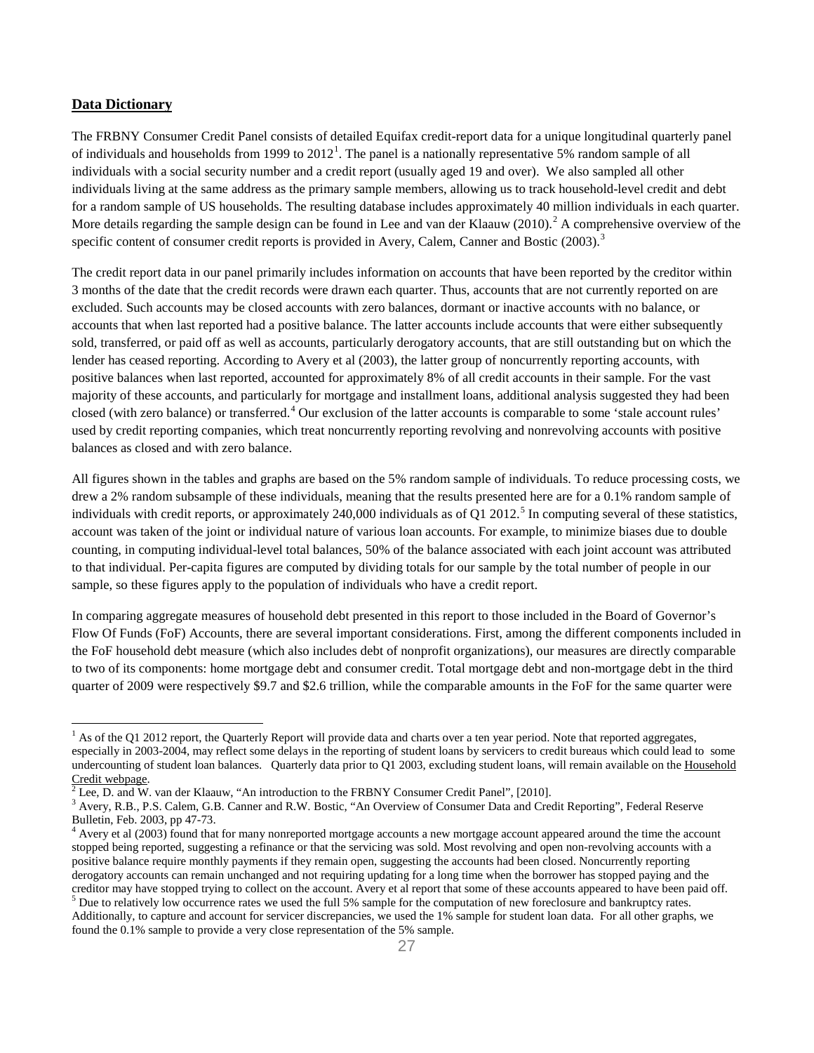## Data Dictionary

The FRBNY Consumer Credit Panel consists of detailed Equifax credit-report data for a unique longitudinal quarterly panel of individuals and households from 1999 to 2012[1]. The panel is a nationally representative 5% random sample of all individuals with a social security number and a credit report (usually aged 19 and over). We also sampled all other individuals living at the same address as the primary sample members, allowing us to track household-level credit and debt for a random sample of US households. The resulting database includes approximately 40 million individuals in each quarter. More details regarding the sample design can be found in Lee and van der Klaauw (2010).[2] A comprehensive overview of the specific content of consumer credit reports is provided in Avery, Calem, Canner and Bostic (2003).[3]

The credit report data in our panel primarily includes information on accounts that have been reported by the creditor within 3 months of the date that the credit records were drawn each quarter. Thus, accounts that are not currently reported on are excluded. Such accounts may be closed accounts with zero balances, dormant or inactive accounts with no balance, or accounts that when last reported had a positive balance. The latter accounts include accounts that were either subsequently sold, transferred, or paid off as well as accounts, particularly derogatory accounts, that are still outstanding but on which the lender has ceased reporting. According to Avery et al (2003), the latter group of noncurrently reporting accounts, with positive balances when last reported, accounted for approximately 8% of all credit accounts in their sample. For the vast majority of these accounts, and particularly for mortgage and installment loans, additional analysis suggested they had been closed (with zero balance) or transferred.[4] Our exclusion of the latter accounts is comparable to some 'stale account rules' used by credit reporting companies, which treat noncurrently reporting revolving and nonrevolving accounts with positive balances as closed and with zero balance.

All figures shown in the tables and graphs are based on the 5% random sample of individuals. To reduce processing costs, we drew a 2% random subsample of these individuals, meaning that the results presented here are for a 0.1% random sample of individuals with credit reports, or approximately 240,000 individuals as of Q1 2012.[5] In computing several of these statistics, account was taken of the joint or individual nature of various loan accounts. For example, to minimize biases due to double counting, in computing individual-level total balances, 50% of the balance associated with each joint account was attributed to that individual. Per-capita figures are computed by dividing totals for our sample by the total number of people in our sample, so these figures apply to the population of individuals who have a credit report.

In comparing aggregate measures of household debt presented in this report to those included in the Board of Governor's Flow Of Funds (FoF) Accounts, there are several important considerations. First, among the different components included in the FoF household debt measure (which also includes debt of nonprofit organizations), our measures are directly comparable to two of its components: home mortgage debt and consumer credit. Total mortgage debt and non-mortgage debt in the third quarter of 2009 were respectively $9.7 and $2.6 trillion, while the comparable amounts in the FoF for the same quarter were

---

[1] As of the Q1 2012 report, the Quarterly Report will provide data and charts over a ten year period. Note that reported aggregates, especially in 2003-2004, may reflect some delays in the reporting of student loans by servicers to credit bureaus which could lead to some undercounting of student loan balances. Quarterly data prior to Q1 2003, excluding student loans, will remain available on the Household Credit webpage.

[2] Lee, D. and W. van der Klaauw, "An introduction to the FRBNY Consumer Credit Panel", [2010].

[3] Avery, R.B., P.S. Calem, G.B. Canner and R.W. Bostic, "An Overview of Consumer Data and Credit Reporting", Federal Reserve Bulletin, Feb. 2003, pp 47-73.

[4] Avery et al (2003) found that for many nonreported mortgage accounts a new mortgage account appeared around the time the account stopped being reported, suggesting a refinance or that the servicing was sold. Most revolving and open non-revolving accounts with a positive balance require monthly payments if they remain open, suggesting the accounts had been closed. Noncurrently reporting derogatory accounts can remain unchanged and not requiring updating for a long time when the borrower has stopped paying and the creditor may have stopped trying to collect on the account. Avery et al report that some of these accounts appeared to have been paid off.

[5] Due to relatively low occurrence rates we used the full 5% sample for the computation of new foreclosure and bankruptcy rates. Additionally, to capture and account for servicer discrepancies, we used the 1% sample for student loan data. For all other graphs, we found the 0.1% sample to provide a very close representation of the 5% sample.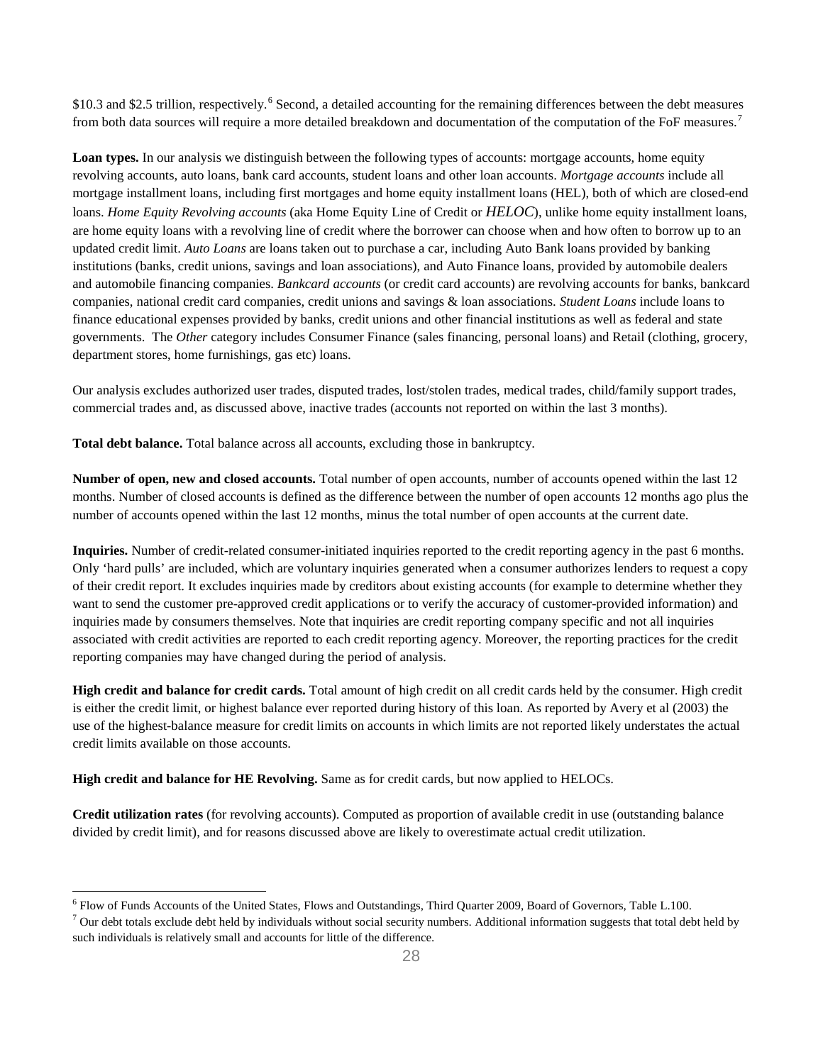$10.3 and $2.5 trillion, respectively.[6] Second, a detailed accounting for the remaining differences between the debt measures from both data sources will require a more detailed breakdown and documentation of the computation of the FoF measures.[7]

**Loan types.** In our analysis we distinguish between the following types of accounts: mortgage accounts, home equity revolving accounts, auto loans, bank card accounts, student loans and other loan accounts. *Mortgage accounts* include all mortgage installment loans, including first mortgages and home equity installment loans (HEL), both of which are closed-end loans. *Home Equity Revolving accounts* (aka Home Equity Line of Credit or *HELOC*), unlike home equity installment loans, are home equity loans with a revolving line of credit where the borrower can choose when and how often to borrow up to an updated credit limit. *Auto Loans* are loans taken out to purchase a car, including Auto Bank loans provided by banking institutions (banks, credit unions, savings and loan associations), and Auto Finance loans, provided by automobile dealers and automobile financing companies. *Bankcard accounts* (or credit card accounts) are revolving accounts for banks, bankcard companies, national credit card companies, credit unions and savings & loan associations. *Student Loans* include loans to finance educational expenses provided by banks, credit unions and other financial institutions as well as federal and state governments. The *Other* category includes Consumer Finance (sales financing, personal loans) and Retail (clothing, grocery, department stores, home furnishings, gas etc) loans.

Our analysis excludes authorized user trades, disputed trades, lost/stolen trades, medical trades, child/family support trades, commercial trades and, as discussed above, inactive trades (accounts not reported on within the last 3 months).

**Total debt balance.** Total balance across all accounts, excluding those in bankruptcy.

**Number of open, new and closed accounts.** Total number of open accounts, number of accounts opened within the last 12 months. Number of closed accounts is defined as the difference between the number of open accounts 12 months ago plus the number of accounts opened within the last 12 months, minus the total number of open accounts at the current date.

**Inquiries.** Number of credit-related consumer-initiated inquiries reported to the credit reporting agency in the past 6 months. Only 'hard pulls' are included, which are voluntary inquiries generated when a consumer authorizes lenders to request a copy of their credit report. It excludes inquiries made by creditors about existing accounts (for example to determine whether they want to send the customer pre-approved credit applications or to verify the accuracy of customer-provided information) and inquiries made by consumers themselves. Note that inquiries are credit reporting company specific and not all inquiries associated with credit activities are reported to each credit reporting agency. Moreover, the reporting practices for the credit reporting companies may have changed during the period of analysis.

**High credit and balance for credit cards.** Total amount of high credit on all credit cards held by the consumer. High credit is either the credit limit, or highest balance ever reported during history of this loan. As reported by Avery et al (2003) the use of the highest-balance measure for credit limits on accounts in which limits are not reported likely understates the actual credit limits available on those accounts.

**High credit and balance for HE Revolving.** Same as for credit cards, but now applied to HELOCs.

**Credit utilization rates** (for revolving accounts). Computed as proportion of available credit in use (outstanding balance divided by credit limit), and for reasons discussed above are likely to overestimate actual credit utilization.

---

[6] Flow of Funds Accounts of the United States, Flows and Outstandings, Third Quarter 2009, Board of Governors, Table L.100.

[7] Our debt totals exclude debt held by individuals without social security numbers. Additional information suggests that total debt held by such individuals is relatively small and accounts for little of the difference.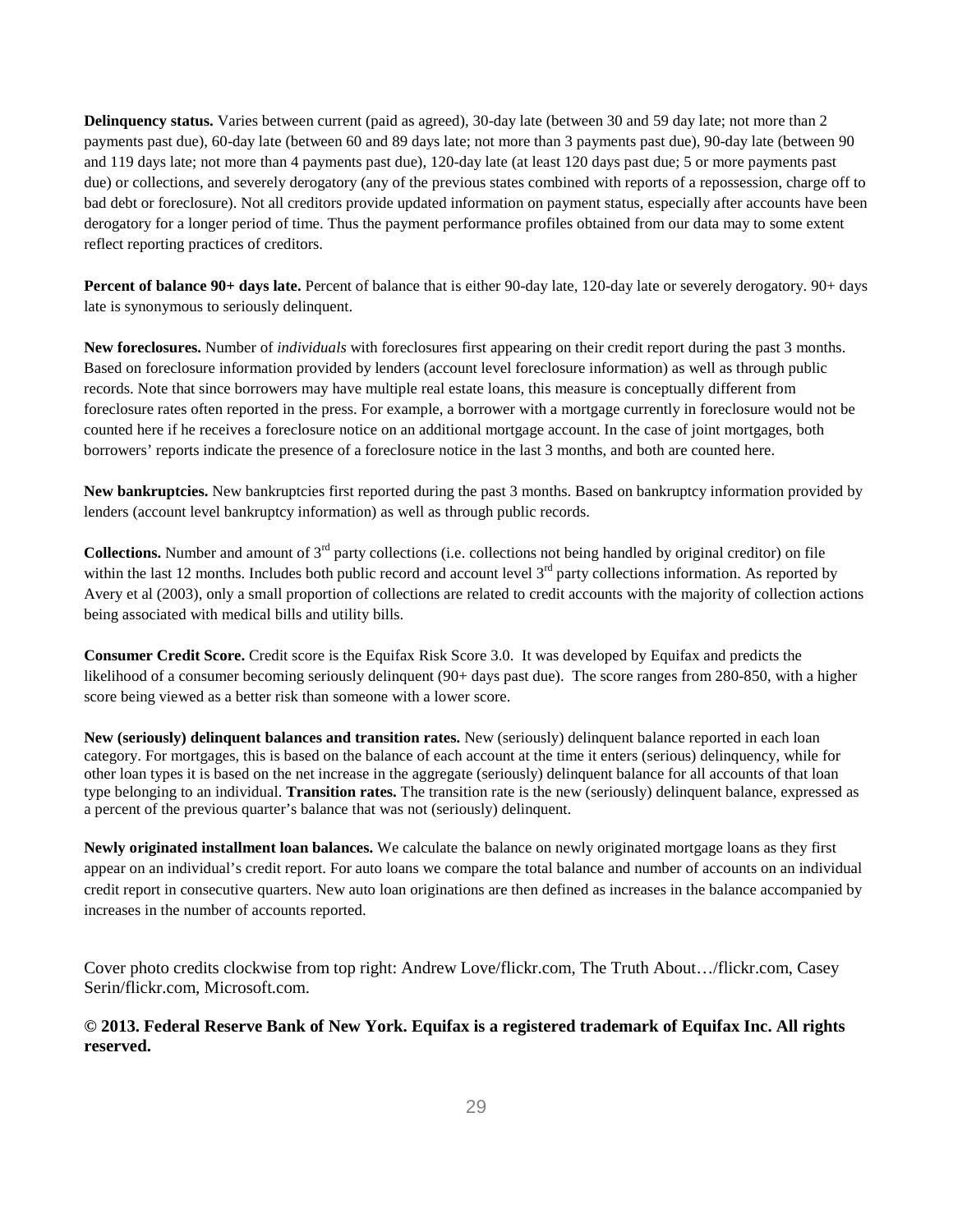**Delinquency status.** Varies between current (paid as agreed), 30-day late (between 30 and 59 day late; not more than 2 payments past due), 60-day late (between 60 and 89 days late; not more than 3 payments past due), 90-day late (between 90 and 119 days late; not more than 4 payments past due), 120-day late (at least 120 days past due; 5 or more payments past due) or collections, and severely derogatory (any of the previous states combined with reports of a repossession, charge off to bad debt or foreclosure). Not all creditors provide updated information on payment status, especially after accounts have been derogatory for a longer period of time. Thus the payment performance profiles obtained from our data may to some extent reflect reporting practices of creditors.

**Percent of balance 90+ days late.** Percent of balance that is either 90-day late, 120-day late or severely derogatory. 90+ days late is synonymous to seriously delinquent.

**New foreclosures.** Number of *individuals* with foreclosures first appearing on their credit report during the past 3 months. Based on foreclosure information provided by lenders (account level foreclosure information) as well as through public records. Note that since borrowers may have multiple real estate loans, this measure is conceptually different from foreclosure rates often reported in the press. For example, a borrower with a mortgage currently in foreclosure would not be counted here if he receives a foreclosure notice on an additional mortgage account. In the case of joint mortgages, both borrowers' reports indicate the presence of a foreclosure notice in the last 3 months, and both are counted here.

**New bankruptcies.** New bankruptcies first reported during the past 3 months. Based on bankruptcy information provided by lenders (account level bankruptcy information) as well as through public records.

**Collections.** Number and amount of 3rd party collections (i.e. collections not being handled by original creditor) on file within the last 12 months. Includes both public record and account level 3rd party collections information. As reported by Avery et al (2003), only a small proportion of collections are related to credit accounts with the majority of collection actions being associated with medical bills and utility bills.

**Consumer Credit Score.** Credit score is the Equifax Risk Score 3.0. It was developed by Equifax and predicts the likelihood of a consumer becoming seriously delinquent (90+ days past due). The score ranges from 280-850, with a higher score being viewed as a better risk than someone with a lower score.

**New (seriously) delinquent balances and transition rates.** New (seriously) delinquent balance reported in each loan category. For mortgages, this is based on the balance of each account at the time it enters (serious) delinquency, while for other loan types it is based on the net increase in the aggregate (seriously) delinquent balance for all accounts of that loan type belonging to an individual. **Transition rates.** The transition rate is the new (seriously) delinquent balance, expressed as a percent of the previous quarter's balance that was not (seriously) delinquent.

**Newly originated installment loan balances.** We calculate the balance on newly originated mortgage loans as they first appear on an individual's credit report. For auto loans we compare the total balance and number of accounts on an individual credit report in consecutive quarters. New auto loan originations are then defined as increases in the balance accompanied by increases in the number of accounts reported.

Cover photo credits clockwise from top right: Andrew Love/flickr.com, The Truth About…/flickr.com, Casey Serin/flickr.com, Microsoft.com.

**© 2013. Federal Reserve Bank of New York. Equifax is a registered trademark of Equifax Inc. All rights reserved.**